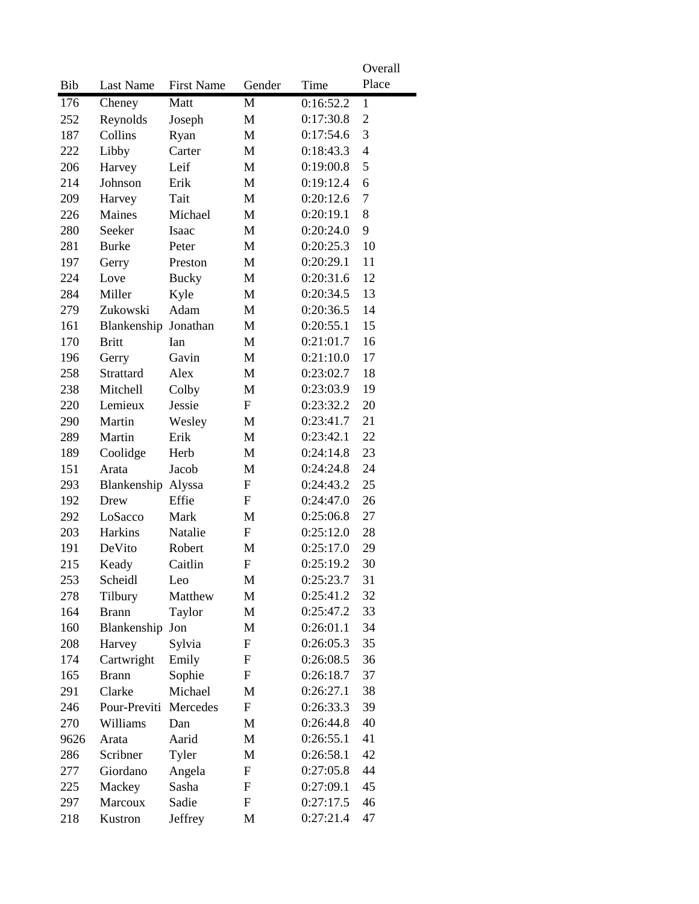| Bib | Last Name | First Name | Gender | Time | Overall Place |
|---|---|---|---|---|---|
| 176 | Cheney | Matt | M | 0:16:52.2 | 1 |
| 252 | Reynolds | Joseph | M | 0:17:30.8 | 2 |
| 187 | Collins | Ryan | M | 0:17:54.6 | 3 |
| 222 | Libby | Carter | M | 0:18:43.3 | 4 |
| 206 | Harvey | Leif | M | 0:19:00.8 | 5 |
| 214 | Johnson | Erik | M | 0:19:12.4 | 6 |
| 209 | Harvey | Tait | M | 0:20:12.6 | 7 |
| 226 | Maines | Michael | M | 0:20:19.1 | 8 |
| 280 | Seeker | Isaac | M | 0:20:24.0 | 9 |
| 281 | Burke | Peter | M | 0:20:25.3 | 10 |
| 197 | Gerry | Preston | M | 0:20:29.1 | 11 |
| 224 | Love | Bucky | M | 0:20:31.6 | 12 |
| 284 | Miller | Kyle | M | 0:20:34.5 | 13 |
| 279 | Zukowski | Adam | M | 0:20:36.5 | 14 |
| 161 | Blankenship | Jonathan | M | 0:20:55.1 | 15 |
| 170 | Britt | Ian | M | 0:21:01.7 | 16 |
| 196 | Gerry | Gavin | M | 0:21:10.0 | 17 |
| 258 | Strattard | Alex | M | 0:23:02.7 | 18 |
| 238 | Mitchell | Colby | M | 0:23:03.9 | 19 |
| 220 | Lemieux | Jessie | F | 0:23:32.2 | 20 |
| 290 | Martin | Wesley | M | 0:23:41.7 | 21 |
| 289 | Martin | Erik | M | 0:23:42.1 | 22 |
| 189 | Coolidge | Herb | M | 0:24:14.8 | 23 |
| 151 | Arata | Jacob | M | 0:24:24.8 | 24 |
| 293 | Blankenship | Alyssa | F | 0:24:43.2 | 25 |
| 192 | Drew | Effie | F | 0:24:47.0 | 26 |
| 292 | LoSacco | Mark | M | 0:25:06.8 | 27 |
| 203 | Harkins | Natalie | F | 0:25:12.0 | 28 |
| 191 | DeVito | Robert | M | 0:25:17.0 | 29 |
| 215 | Keady | Caitlin | F | 0:25:19.2 | 30 |
| 253 | Scheidl | Leo | M | 0:25:23.7 | 31 |
| 278 | Tilbury | Matthew | M | 0:25:41.2 | 32 |
| 164 | Brann | Taylor | M | 0:25:47.2 | 33 |
| 160 | Blankenship | Jon | M | 0:26:01.1 | 34 |
| 208 | Harvey | Sylvia | F | 0:26:05.3 | 35 |
| 174 | Cartwright | Emily | F | 0:26:08.5 | 36 |
| 165 | Brann | Sophie | F | 0:26:18.7 | 37 |
| 291 | Clarke | Michael | M | 0:26:27.1 | 38 |
| 246 | Pour-Previti | Mercedes | F | 0:26:33.3 | 39 |
| 270 | Williams | Dan | M | 0:26:44.8 | 40 |
| 9626 | Arata | Aarid | M | 0:26:55.1 | 41 |
| 286 | Scribner | Tyler | M | 0:26:58.1 | 42 |
| 277 | Giordano | Angela | F | 0:27:05.8 | 44 |
| 225 | Mackey | Sasha | F | 0:27:09.1 | 45 |
| 297 | Marcoux | Sadie | F | 0:27:17.5 | 46 |
| 218 | Kustron | Jeffrey | M | 0:27:21.4 | 47 |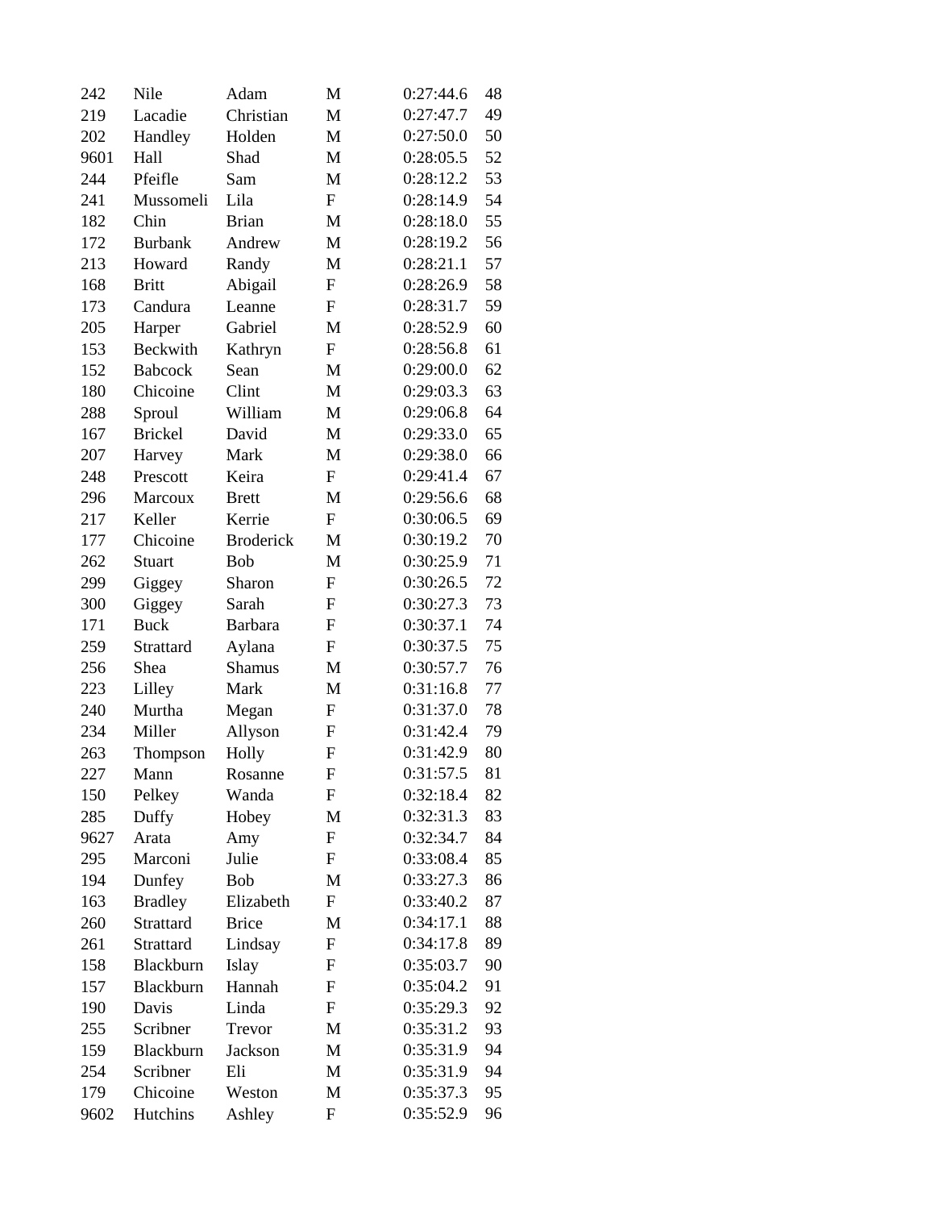| | | | | | |
|---|---|---|---|---|---|
| 242 | Nile | Adam | M | 0:27:44.6 | 48 |
| 219 | Lacadie | Christian | M | 0:27:47.7 | 49 |
| 202 | Handley | Holden | M | 0:27:50.0 | 50 |
| 9601 | Hall | Shad | M | 0:28:05.5 | 52 |
| 244 | Pfeifle | Sam | M | 0:28:12.2 | 53 |
| 241 | Mussomeli | Lila | F | 0:28:14.9 | 54 |
| 182 | Chin | Brian | M | 0:28:18.0 | 55 |
| 172 | Burbank | Andrew | M | 0:28:19.2 | 56 |
| 213 | Howard | Randy | M | 0:28:21.1 | 57 |
| 168 | Britt | Abigail | F | 0:28:26.9 | 58 |
| 173 | Candura | Leanne | F | 0:28:31.7 | 59 |
| 205 | Harper | Gabriel | M | 0:28:52.9 | 60 |
| 153 | Beckwith | Kathryn | F | 0:28:56.8 | 61 |
| 152 | Babcock | Sean | M | 0:29:00.0 | 62 |
| 180 | Chicoine | Clint | M | 0:29:03.3 | 63 |
| 288 | Sproul | William | M | 0:29:06.8 | 64 |
| 167 | Brickel | David | M | 0:29:33.0 | 65 |
| 207 | Harvey | Mark | M | 0:29:38.0 | 66 |
| 248 | Prescott | Keira | F | 0:29:41.4 | 67 |
| 296 | Marcoux | Brett | M | 0:29:56.6 | 68 |
| 217 | Keller | Kerrie | F | 0:30:06.5 | 69 |
| 177 | Chicoine | Broderick | M | 0:30:19.2 | 70 |
| 262 | Stuart | Bob | M | 0:30:25.9 | 71 |
| 299 | Giggey | Sharon | F | 0:30:26.5 | 72 |
| 300 | Giggey | Sarah | F | 0:30:27.3 | 73 |
| 171 | Buck | Barbara | F | 0:30:37.1 | 74 |
| 259 | Strattard | Aylana | F | 0:30:37.5 | 75 |
| 256 | Shea | Shamus | M | 0:30:57.7 | 76 |
| 223 | Lilley | Mark | M | 0:31:16.8 | 77 |
| 240 | Murtha | Megan | F | 0:31:37.0 | 78 |
| 234 | Miller | Allyson | F | 0:31:42.4 | 79 |
| 263 | Thompson | Holly | F | 0:31:42.9 | 80 |
| 227 | Mann | Rosanne | F | 0:31:57.5 | 81 |
| 150 | Pelkey | Wanda | F | 0:32:18.4 | 82 |
| 285 | Duffy | Hobey | M | 0:32:31.3 | 83 |
| 9627 | Arata | Amy | F | 0:32:34.7 | 84 |
| 295 | Marconi | Julie | F | 0:33:08.4 | 85 |
| 194 | Dunfey | Bob | M | 0:33:27.3 | 86 |
| 163 | Bradley | Elizabeth | F | 0:33:40.2 | 87 |
| 260 | Strattard | Brice | M | 0:34:17.1 | 88 |
| 261 | Strattard | Lindsay | F | 0:34:17.8 | 89 |
| 158 | Blackburn | Islay | F | 0:35:03.7 | 90 |
| 157 | Blackburn | Hannah | F | 0:35:04.2 | 91 |
| 190 | Davis | Linda | F | 0:35:29.3 | 92 |
| 255 | Scribner | Trevor | M | 0:35:31.2 | 93 |
| 159 | Blackburn | Jackson | M | 0:35:31.9 | 94 |
| 254 | Scribner | Eli | M | 0:35:31.9 | 94 |
| 179 | Chicoine | Weston | M | 0:35:37.3 | 95 |
| 9602 | Hutchins | Ashley | F | 0:35:52.9 | 96 |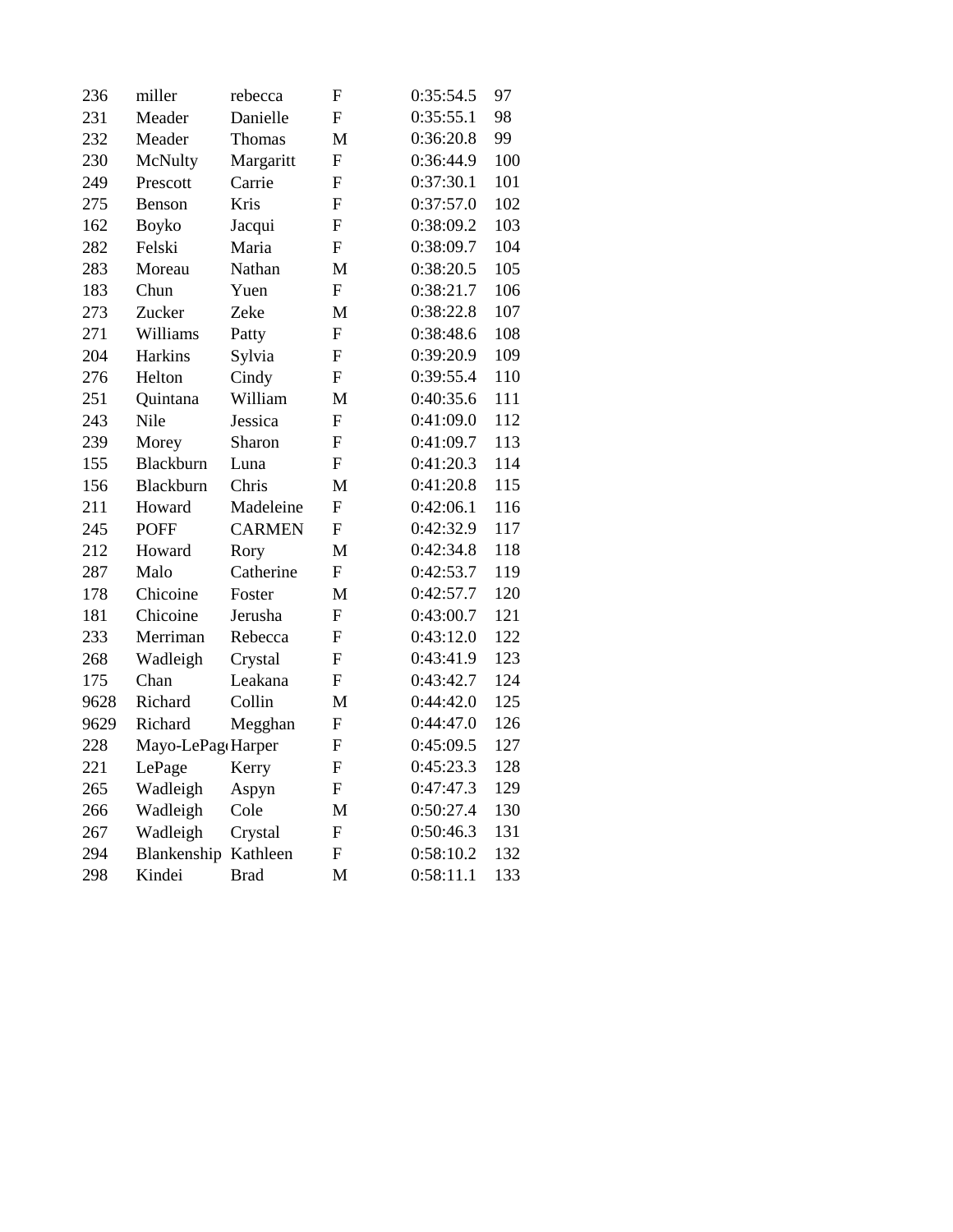| | | | | | |
|---|---|---|---|---|---|
| 236 | miller | rebecca | F | 0:35:54.5 | 97 |
| 231 | Meader | Danielle | F | 0:35:55.1 | 98 |
| 232 | Meader | Thomas | M | 0:36:20.8 | 99 |
| 230 | McNulty | Margaritt | F | 0:36:44.9 | 100 |
| 249 | Prescott | Carrie | F | 0:37:30.1 | 101 |
| 275 | Benson | Kris | F | 0:37:57.0 | 102 |
| 162 | Boyko | Jacqui | F | 0:38:09.2 | 103 |
| 282 | Felski | Maria | F | 0:38:09.7 | 104 |
| 283 | Moreau | Nathan | M | 0:38:20.5 | 105 |
| 183 | Chun | Yuen | F | 0:38:21.7 | 106 |
| 273 | Zucker | Zeke | M | 0:38:22.8 | 107 |
| 271 | Williams | Patty | F | 0:38:48.6 | 108 |
| 204 | Harkins | Sylvia | F | 0:39:20.9 | 109 |
| 276 | Helton | Cindy | F | 0:39:55.4 | 110 |
| 251 | Quintana | William | M | 0:40:35.6 | 111 |
| 243 | Nile | Jessica | F | 0:41:09.0 | 112 |
| 239 | Morey | Sharon | F | 0:41:09.7 | 113 |
| 155 | Blackburn | Luna | F | 0:41:20.3 | 114 |
| 156 | Blackburn | Chris | M | 0:41:20.8 | 115 |
| 211 | Howard | Madeleine | F | 0:42:06.1 | 116 |
| 245 | POFF | CARMEN | F | 0:42:32.9 | 117 |
| 212 | Howard | Rory | M | 0:42:34.8 | 118 |
| 287 | Malo | Catherine | F | 0:42:53.7 | 119 |
| 178 | Chicoine | Foster | M | 0:42:57.7 | 120 |
| 181 | Chicoine | Jerusha | F | 0:43:00.7 | 121 |
| 233 | Merriman | Rebecca | F | 0:43:12.0 | 122 |
| 268 | Wadleigh | Crystal | F | 0:43:41.9 | 123 |
| 175 | Chan | Leakana | F | 0:43:42.7 | 124 |
| 9628 | Richard | Collin | M | 0:44:42.0 | 125 |
| 9629 | Richard | Megghan | F | 0:44:47.0 | 126 |
| 228 | Mayo-LePag | Harper | F | 0:45:09.5 | 127 |
| 221 | LePage | Kerry | F | 0:45:23.3 | 128 |
| 265 | Wadleigh | Aspyn | F | 0:47:47.3 | 129 |
| 266 | Wadleigh | Cole | M | 0:50:27.4 | 130 |
| 267 | Wadleigh | Crystal | F | 0:50:46.3 | 131 |
| 294 | Blankenship | Kathleen | F | 0:58:10.2 | 132 |
| 298 | Kindei | Brad | M | 0:58:11.1 | 133 |